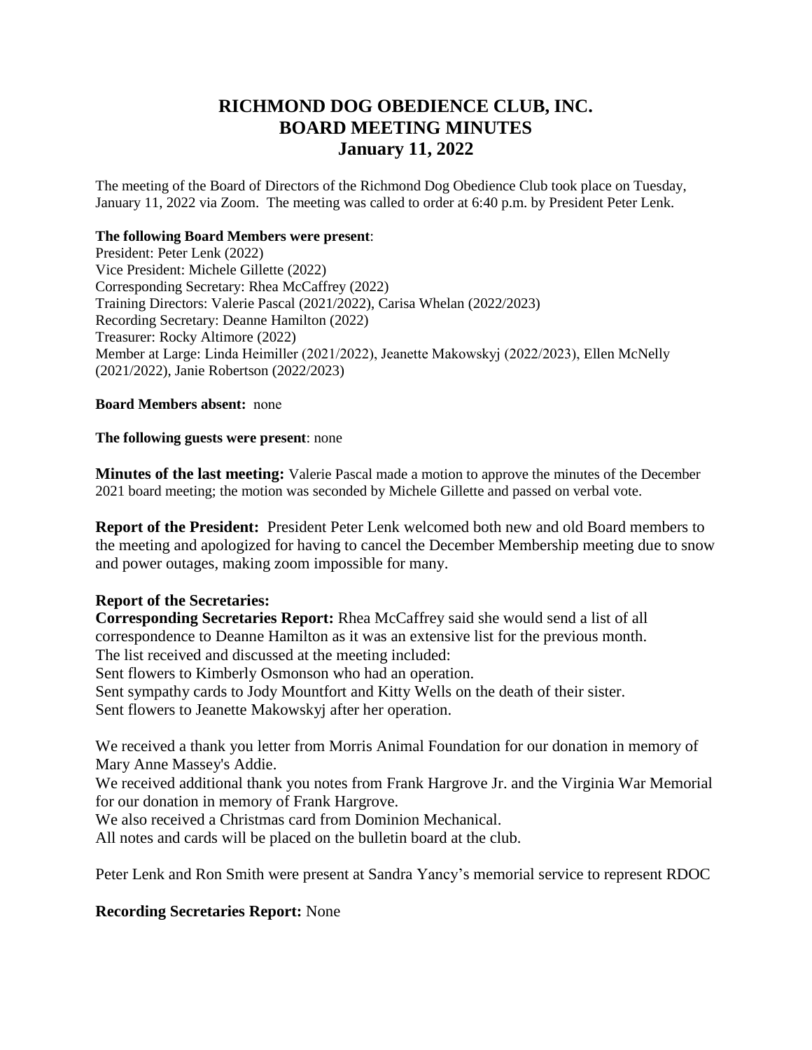# RICHMOND DOG OBEDIENCE CLUB, INC.
# BOARD MEETING MINUTES
# January 11, 2022

The meeting of the Board of Directors of the Richmond Dog Obedience Club took place on Tuesday, January 11, 2022 via Zoom. The meeting was called to order at 6:40 p.m. by President Peter Lenk.

**The following Board Members were present**:
President: Peter Lenk (2022)
Vice President: Michele Gillette (2022)
Corresponding Secretary: Rhea McCaffrey (2022)
Training Directors: Valerie Pascal (2021/2022), Carisa Whelan (2022/2023)
Recording Secretary: Deanne Hamilton (2022)
Treasurer: Rocky Altimore (2022)
Member at Large: Linda Heimiller (2021/2022), Jeanette Makowskyj (2022/2023), Ellen McNelly (2021/2022), Janie Robertson (2022/2023)

**Board Members absent:** none

**The following guests were present**: none

**Minutes of the last meeting:** Valerie Pascal made a motion to approve the minutes of the December 2021 board meeting; the motion was seconded by Michele Gillette and passed on verbal vote.

**Report of the President:** President Peter Lenk welcomed both new and old Board members to the meeting and apologized for having to cancel the December Membership meeting due to snow and power outages, making zoom impossible for many.

**Report of the Secretaries:**

**Corresponding Secretaries Report:** Rhea McCaffrey said she would send a list of all correspondence to Deanne Hamilton as it was an extensive list for the previous month.
The list received and discussed at the meeting included:
Sent flowers to Kimberly Osmonson who had an operation.
Sent sympathy cards to Jody Mountfort and Kitty Wells on the death of their sister.
Sent flowers to Jeanette Makowskyj after her operation.

We received a thank you letter from Morris Animal Foundation for our donation in memory of Mary Anne Massey's Addie.
We received additional thank you notes from Frank Hargrove Jr. and the Virginia War Memorial for our donation in memory of Frank Hargrove.
We also received a Christmas card from Dominion Mechanical.
All notes and cards will be placed on the bulletin board at the club.

Peter Lenk and Ron Smith were present at Sandra Yancy's memorial service to represent RDOC

**Recording Secretaries Report:** None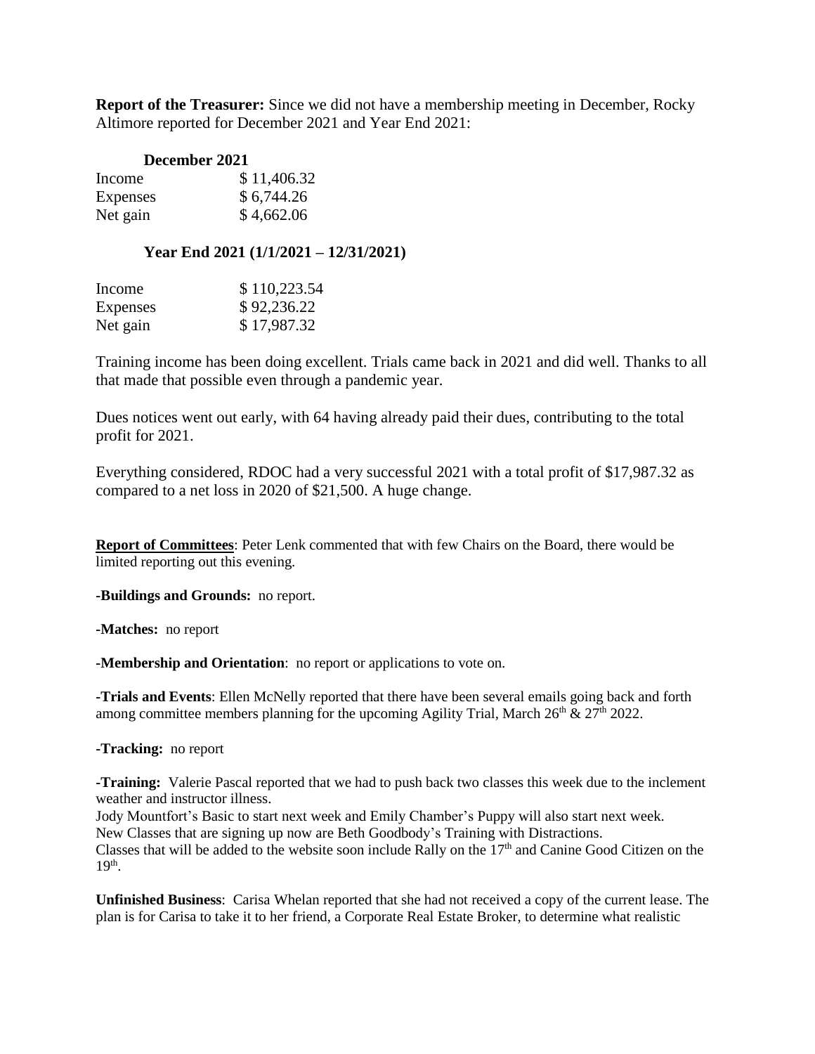**Report of the Treasurer:** Since we did not have a membership meeting in December, Rocky Altimore reported for December 2021 and Year End 2021:

**December 2021**

| | |
|---|---|
| Income | $ 11,406.32 |
| Expenses | $ 6,744.26 |
| Net gain | $ 4,662.06 |

**Year End 2021 (1/1/2021 – 12/31/2021)**

| | |
|---|---|
| Income | $ 110,223.54 |
| Expenses | $ 92,236.22 |
| Net gain | $ 17,987.32 |

Training income has been doing excellent. Trials came back in 2021 and did well. Thanks to all that made that possible even through a pandemic year.

Dues notices went out early, with 64 having already paid their dues, contributing to the total profit for 2021.

Everything considered, RDOC had a very successful 2021 with a total profit of $17,987.32 as compared to a net loss in 2020 of $21,500. A huge change.

**Report of Committees**: Peter Lenk commented that with few Chairs on the Board, there would be limited reporting out this evening.

-**Buildings and Grounds:** no report.

-**Matches:** no report

-**Membership and Orientation**: no report or applications to vote on.

-**Trials and Events**: Ellen McNelly reported that there have been several emails going back and forth among committee members planning for the upcoming Agility Trial, March 26th & 27th 2022.

-**Tracking:** no report

-**Training:** Valerie Pascal reported that we had to push back two classes this week due to the inclement weather and instructor illness.
Jody Mountfort's Basic to start next week and Emily Chamber's Puppy will also start next week.
New Classes that are signing up now are Beth Goodbody's Training with Distractions.
Classes that will be added to the website soon include Rally on the 17th and Canine Good Citizen on the 19th.

**Unfinished Business**: Carisa Whelan reported that she had not received a copy of the current lease. The plan is for Carisa to take it to her friend, a Corporate Real Estate Broker, to determine what realistic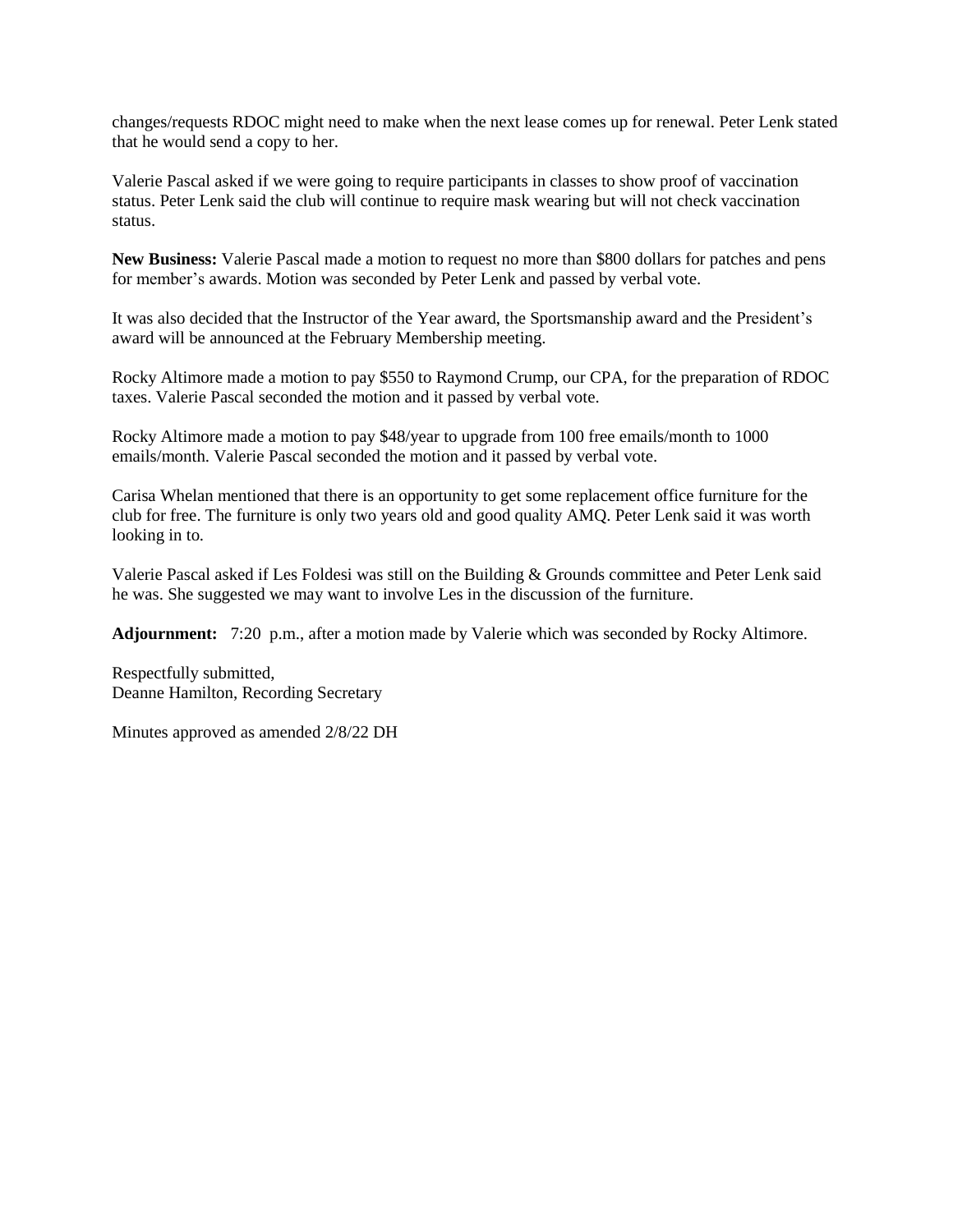changes/requests RDOC might need to make when the next lease comes up for renewal. Peter Lenk stated that he would send a copy to her.

Valerie Pascal asked if we were going to require participants in classes to show proof of vaccination status. Peter Lenk said the club will continue to require mask wearing but will not check vaccination status.

**New Business:** Valerie Pascal made a motion to request no more than $800 dollars for patches and pens for member's awards. Motion was seconded by Peter Lenk and passed by verbal vote.

It was also decided that the Instructor of the Year award, the Sportsmanship award and the President's award will be announced at the February Membership meeting.

Rocky Altimore made a motion to pay $550 to Raymond Crump, our CPA, for the preparation of RDOC taxes. Valerie Pascal seconded the motion and it passed by verbal vote.

Rocky Altimore made a motion to pay $48/year to upgrade from 100 free emails/month to 1000 emails/month. Valerie Pascal seconded the motion and it passed by verbal vote.

Carisa Whelan mentioned that there is an opportunity to get some replacement office furniture for the club for free. The furniture is only two years old and good quality AMQ. Peter Lenk said it was worth looking in to.

Valerie Pascal asked if Les Foldesi was still on the Building & Grounds committee and Peter Lenk said he was. She suggested we may want to involve Les in the discussion of the furniture.

**Adjournment:** 7:20 p.m., after a motion made by Valerie which was seconded by Rocky Altimore.

Respectfully submitted,
Deanne Hamilton, Recording Secretary

Minutes approved as amended 2/8/22 DH